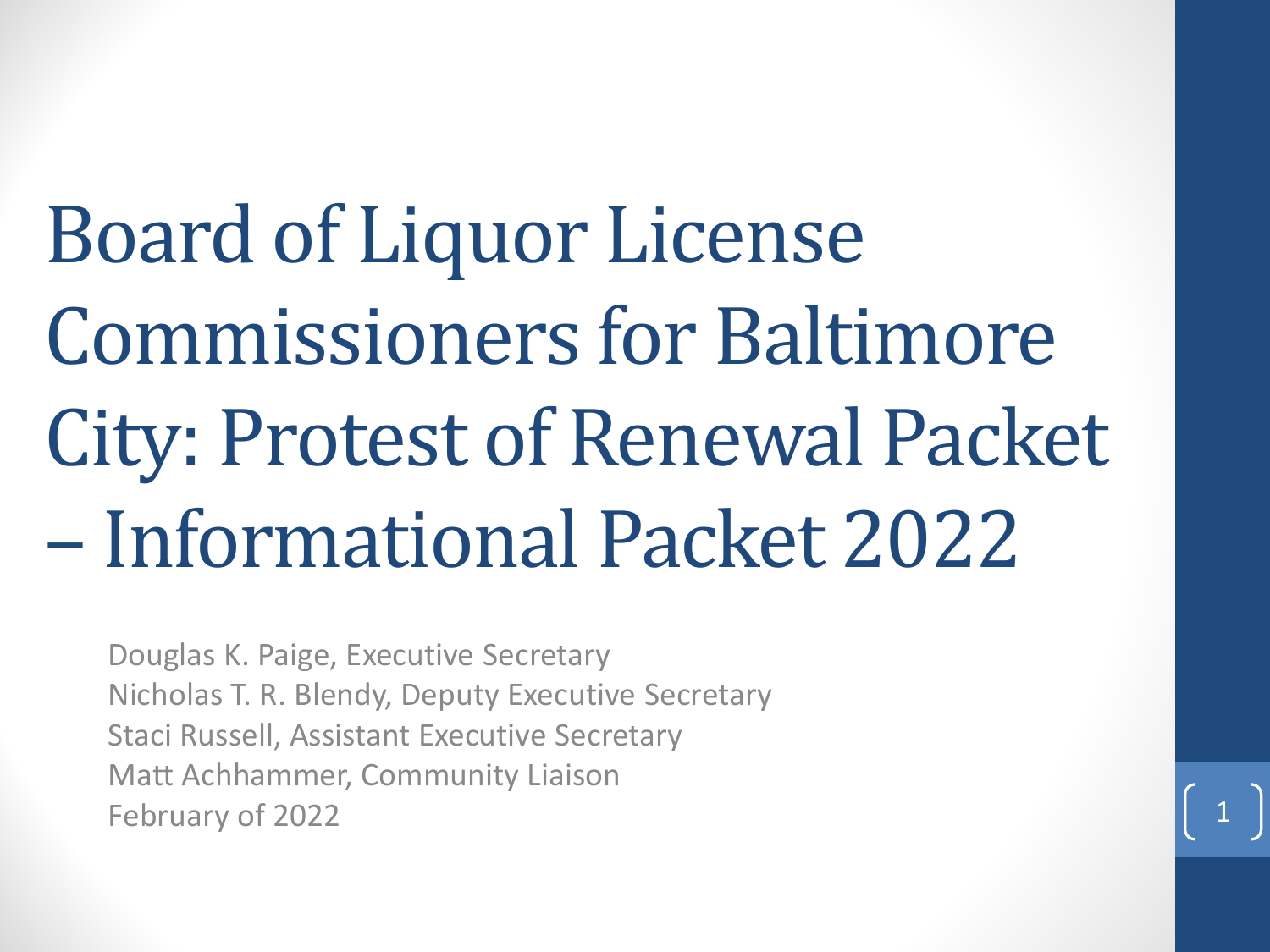# Board of Liquor License Commissioners for Baltimore City: Protest of Renewal Packet – Informational Packet 2022

Douglas K. Paige, Executive Secretary
Nicholas T. R. Blendy, Deputy Executive Secretary
Staci Russell, Assistant Executive Secretary
Matt Achhammer, Community Liaison
February of 2022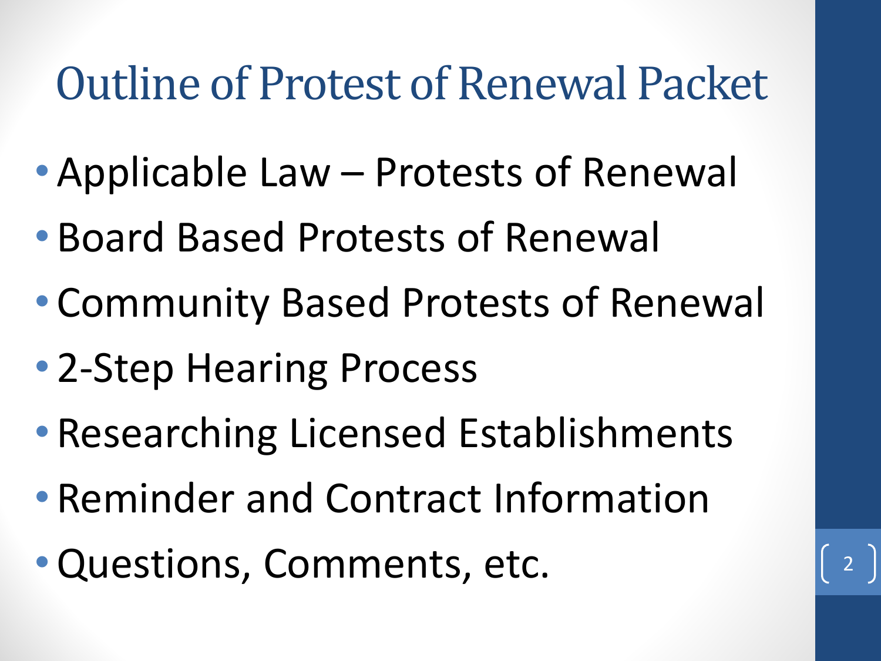# Outline of Protest of Renewal Packet

- Applicable Law – Protests of Renewal
- Board Based Protests of Renewal
- Community Based Protests of Renewal
- 2-Step Hearing Process
- Researching Licensed Establishments
- Reminder and Contract Information
- Questions, Comments, etc.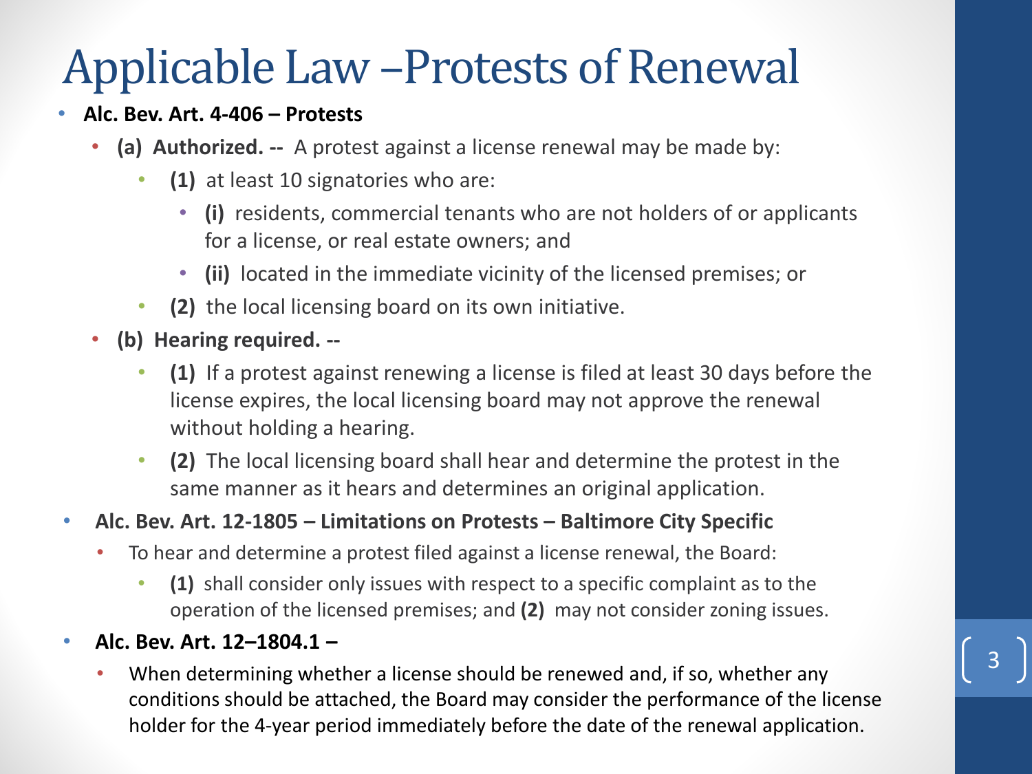# Applicable Law –Protests of Renewal

- **Alc. Bev. Art. 4-406 – Protests**
  - **(a) Authorized. --** A protest against a license renewal may be made by:
    - **(1)** at least 10 signatories who are:
      - **(i)** residents, commercial tenants who are not holders of or applicants for a license, or real estate owners; and
      - **(ii)** located in the immediate vicinity of the licensed premises; or
    - **(2)** the local licensing board on its own initiative.
  - **(b) Hearing required. --**
    - **(1)** If a protest against renewing a license is filed at least 30 days before the license expires, the local licensing board may not approve the renewal without holding a hearing.
    - **(2)** The local licensing board shall hear and determine the protest in the same manner as it hears and determines an original application.
- **Alc. Bev. Art. 12-1805 – Limitations on Protests – Baltimore City Specific**
  - To hear and determine a protest filed against a license renewal, the Board:
    - **(1)** shall consider only issues with respect to a specific complaint as to the operation of the licensed premises; and **(2)** may not consider zoning issues.
- **Alc. Bev. Art. 12–1804.1 –**
  - When determining whether a license should be renewed and, if so, whether any conditions should be attached, the Board may consider the performance of the license holder for the 4-year period immediately before the date of the renewal application.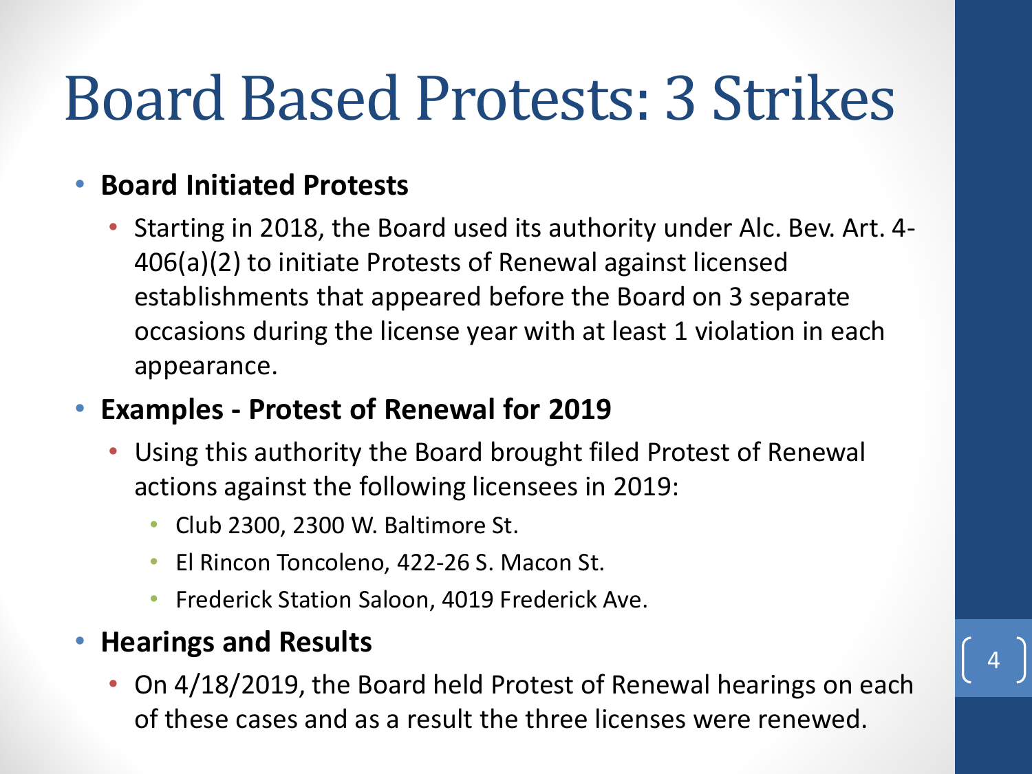# Board Based Protests: 3 Strikes

- **Board Initiated Protests**
  - Starting in 2018, the Board used its authority under Alc. Bev. Art. 4-406(a)(2) to initiate Protests of Renewal against licensed establishments that appeared before the Board on 3 separate occasions during the license year with at least 1 violation in each appearance.
- **Examples - Protest of Renewal for 2019**
  - Using this authority the Board brought filed Protest of Renewal actions against the following licensees in 2019:
    - Club 2300, 2300 W. Baltimore St.
    - El Rincon Toncoleno, 422-26 S. Macon St.
    - Frederick Station Saloon, 4019 Frederick Ave.
- **Hearings and Results**
  - On 4/18/2019, the Board held Protest of Renewal hearings on each of these cases and as a result the three licenses were renewed.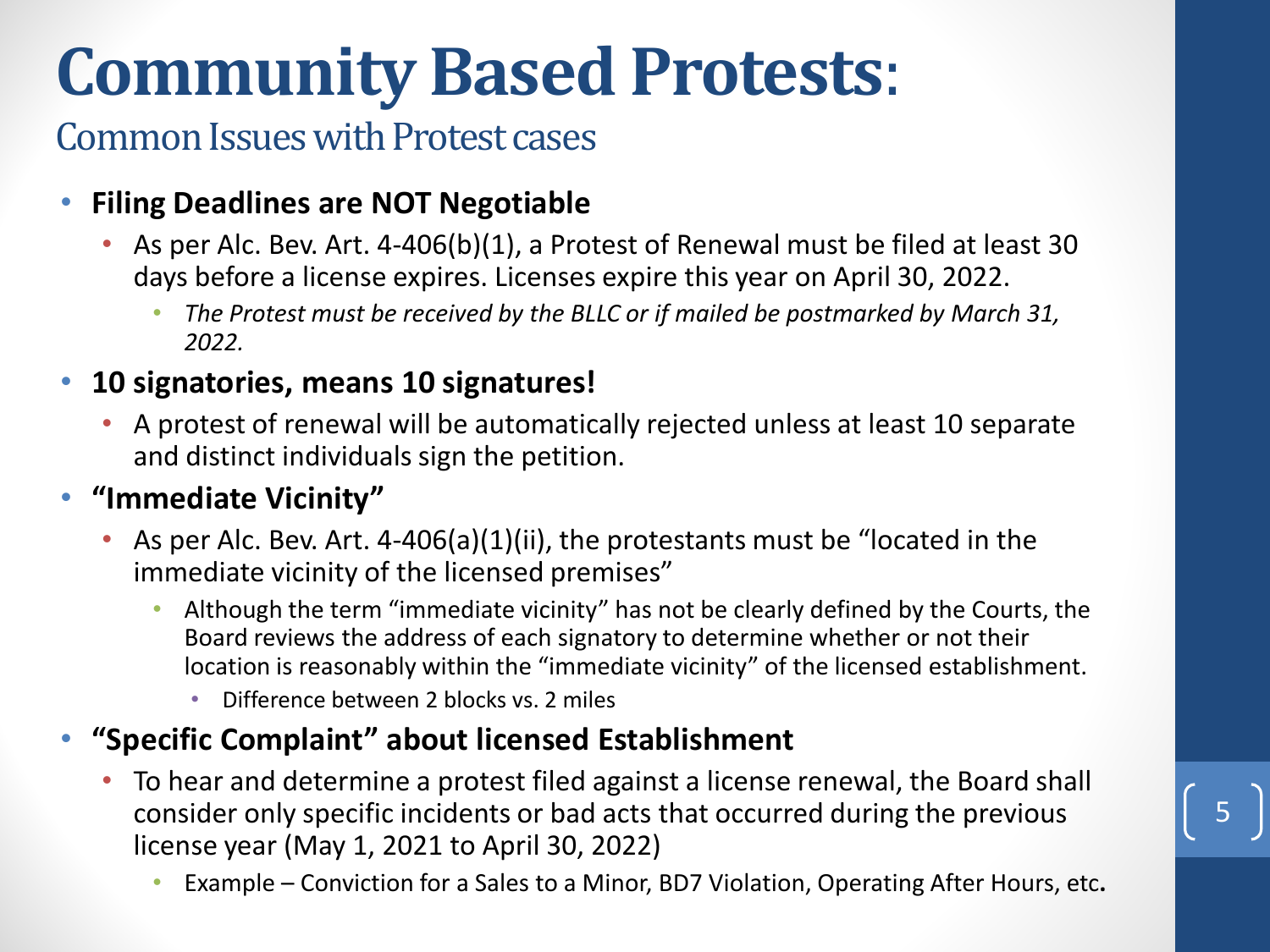# Community Based Protests:

## Common Issues with Protest cases

- **Filing Deadlines are NOT Negotiable**
  - As per Alc. Bev. Art. 4-406(b)(1), a Protest of Renewal must be filed at least 30 days before a license expires. Licenses expire this year on April 30, 2022.
    - *The Protest must be received by the BLLC or if mailed be postmarked by March 31, 2022.*
- **10 signatories, means 10 signatures!**
  - A protest of renewal will be automatically rejected unless at least 10 separate and distinct individuals sign the petition.
- **"Immediate Vicinity"**
  - As per Alc. Bev. Art. 4-406(a)(1)(ii), the protestants must be "located in the immediate vicinity of the licensed premises"
    - Although the term "immediate vicinity" has not be clearly defined by the Courts, the Board reviews the address of each signatory to determine whether or not their location is reasonably within the "immediate vicinity" of the licensed establishment.
      - Difference between 2 blocks vs. 2 miles
- **"Specific Complaint" about licensed Establishment**
  - To hear and determine a protest filed against a license renewal, the Board shall consider only specific incidents or bad acts that occurred during the previous license year (May 1, 2021 to April 30, 2022)
    - Example – Conviction for a Sales to a Minor, BD7 Violation, Operating After Hours, etc**.**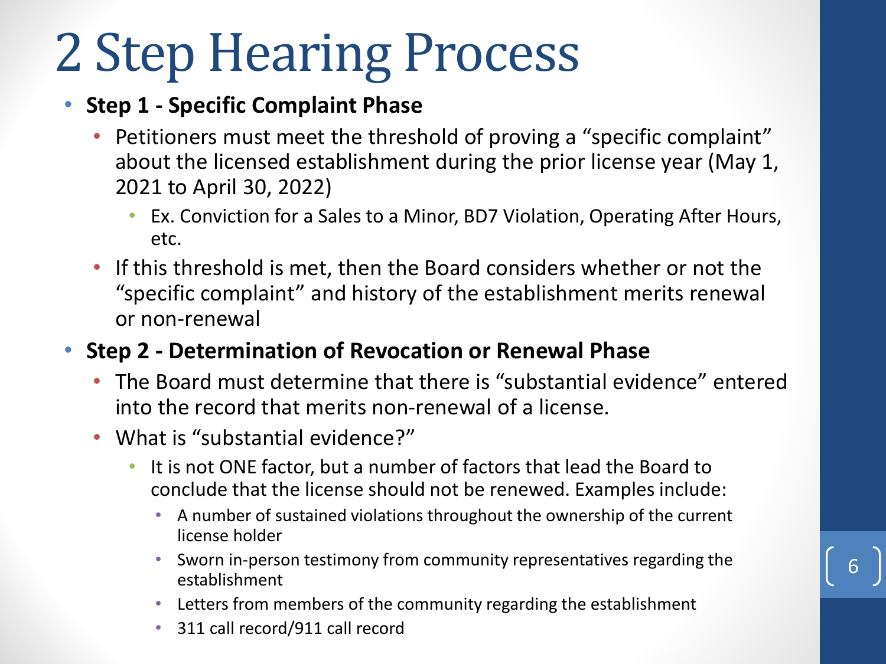# 2 Step Hearing Process

- **Step 1 - Specific Complaint Phase**
  - Petitioners must meet the threshold of proving a "specific complaint" about the licensed establishment during the prior license year (May 1, 2021 to April 30, 2022)
    - Ex. Conviction for a Sales to a Minor, BD7 Violation, Operating After Hours, etc.
  - If this threshold is met, then the Board considers whether or not the "specific complaint" and history of the establishment merits renewal or non-renewal
- **Step 2 - Determination of Revocation or Renewal Phase**
  - The Board must determine that there is "substantial evidence" entered into the record that merits non-renewal of a license.
  - What is "substantial evidence?"
    - It is not ONE factor, but a number of factors that lead the Board to conclude that the license should not be renewed. Examples include:
      - A number of sustained violations throughout the ownership of the current license holder
      - Sworn in-person testimony from community representatives regarding the establishment
      - Letters from members of the community regarding the establishment
      - 311 call record/911 call record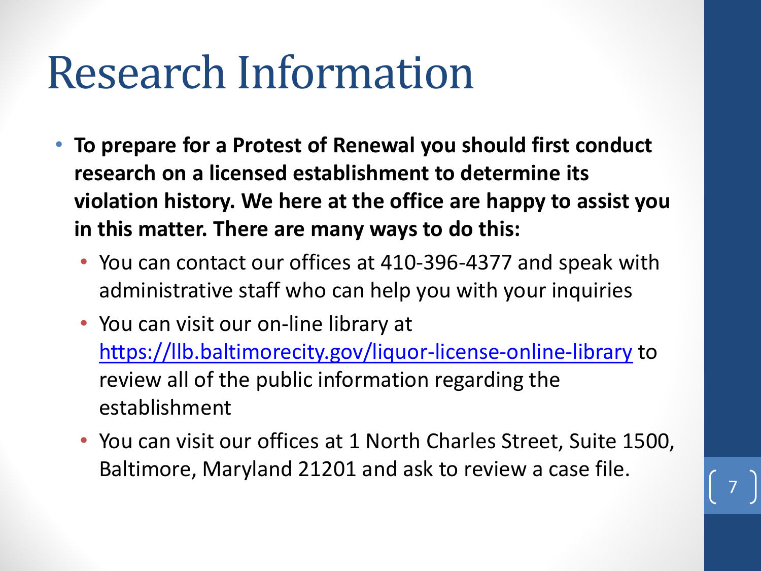# Research Information

- **To prepare for a Protest of Renewal you should first conduct research on a licensed establishment to determine its violation history. We here at the office are happy to assist you in this matter. There are many ways to do this:**
  - You can contact our offices at 410-396-4377 and speak with administrative staff who can help you with your inquiries
  - You can visit our on-line library at [https://llb.baltimorecity.gov/liquor-license-online-library](https://llb.baltimorecity.gov/liquor-license-online-library) to review all of the public information regarding the establishment
  - You can visit our offices at 1 North Charles Street, Suite 1500, Baltimore, Maryland 21201 and ask to review a case file.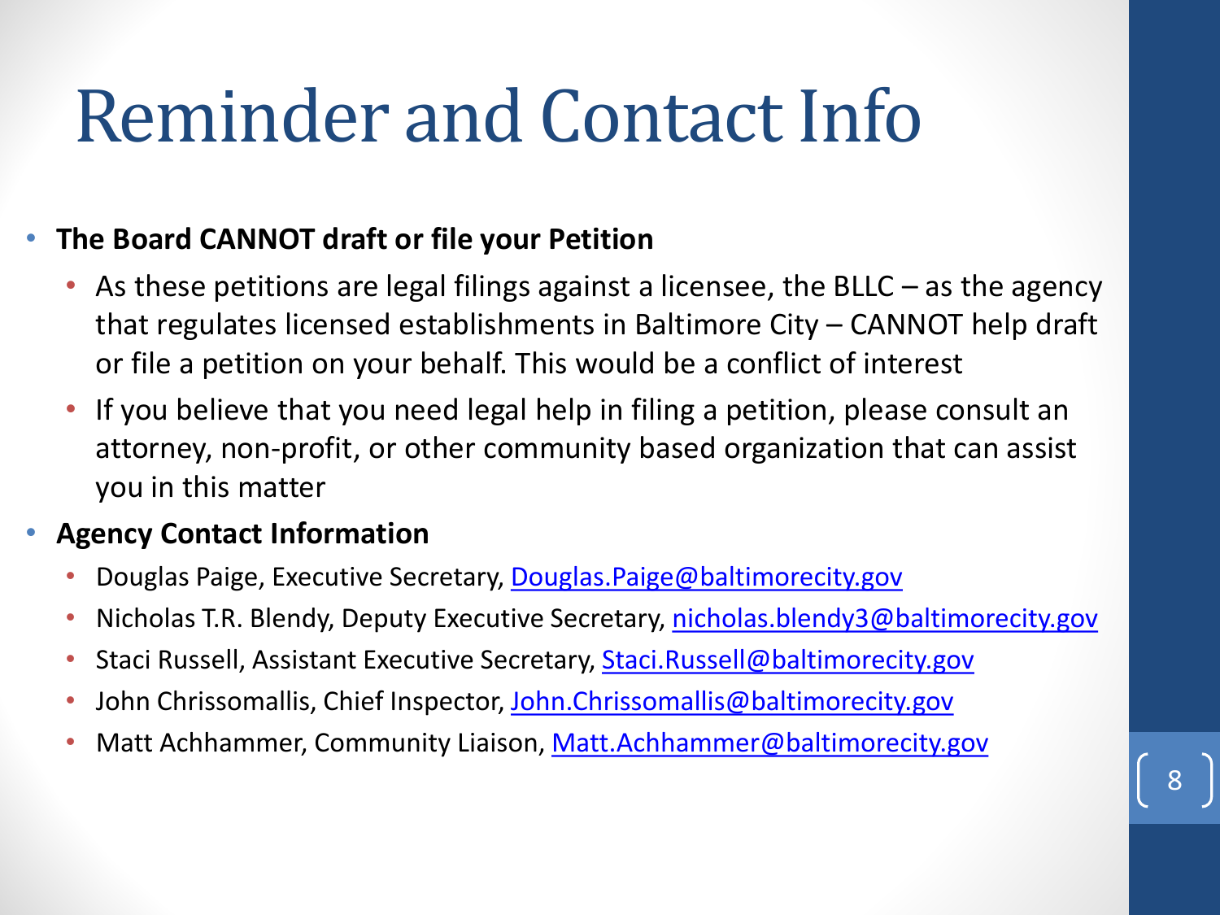# Reminder and Contact Info

- **The Board CANNOT draft or file your Petition**
  - As these petitions are legal filings against a licensee, the BLLC – as the agency that regulates licensed establishments in Baltimore City – CANNOT help draft or file a petition on your behalf. This would be a conflict of interest
  - If you believe that you need legal help in filing a petition, please consult an attorney, non-profit, or other community based organization that can assist you in this matter
- **Agency Contact Information**
  - Douglas Paige, Executive Secretary, Douglas.Paige@baltimorecity.gov
  - Nicholas T.R. Blendy, Deputy Executive Secretary, nicholas.blendy3@baltimorecity.gov
  - Staci Russell, Assistant Executive Secretary, Staci.Russell@baltimorecity.gov
  - John Chrissomallis, Chief Inspector, John.Chrissomallis@baltimorecity.gov
  - Matt Achhammer, Community Liaison, Matt.Achhammer@baltimorecity.gov